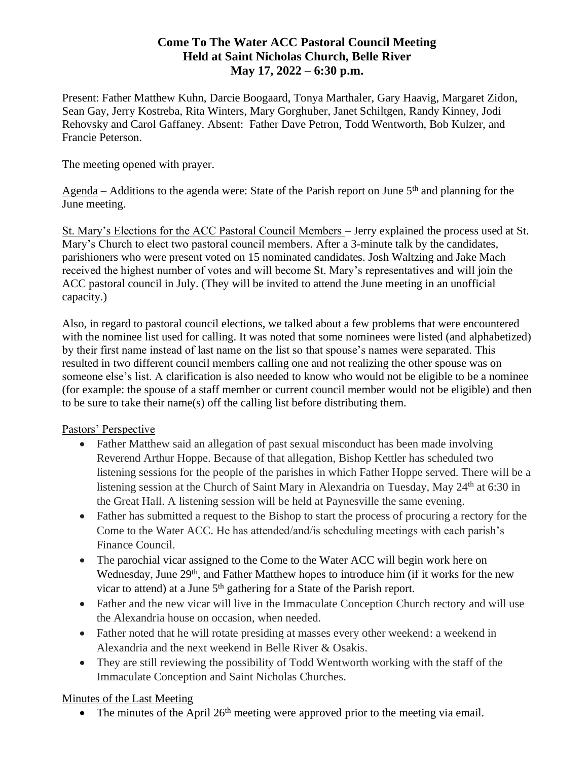# Come To The Water ACC Pastoral Council Meeting
## Held at Saint Nicholas Church, Belle River
## May 17, 2022 – 6:30 p.m.

Present: Father Matthew Kuhn, Darcie Boogaard, Tonya Marthaler, Gary Haavig, Margaret Zidon, Sean Gay, Jerry Kostreba, Rita Winters, Mary Gorghuber, Janet Schiltgen, Randy Kinney, Jodi Rehovsky and Carol Gaffaney. Absent: Father Dave Petron, Todd Wentworth, Bob Kulzer, and Francie Peterson.

The meeting opened with prayer.

Agenda – Additions to the agenda were: State of the Parish report on June 5th and planning for the June meeting.

St. Mary's Elections for the ACC Pastoral Council Members – Jerry explained the process used at St. Mary's Church to elect two pastoral council members. After a 3-minute talk by the candidates, parishioners who were present voted on 15 nominated candidates. Josh Waltzing and Jake Mach received the highest number of votes and will become St. Mary's representatives and will join the ACC pastoral council in July. (They will be invited to attend the June meeting in an unofficial capacity.)

Also, in regard to pastoral council elections, we talked about a few problems that were encountered with the nominee list used for calling. It was noted that some nominees were listed (and alphabetized) by their first name instead of last name on the list so that spouse's names were separated. This resulted in two different council members calling one and not realizing the other spouse was on someone else's list. A clarification is also needed to know who would not be eligible to be a nominee (for example: the spouse of a staff member or current council member would not be eligible) and then to be sure to take their name(s) off the calling list before distributing them.

Pastors' Perspective

- Father Matthew said an allegation of past sexual misconduct has been made involving Reverend Arthur Hoppe. Because of that allegation, Bishop Kettler has scheduled two listening sessions for the people of the parishes in which Father Hoppe served. There will be a listening session at the Church of Saint Mary in Alexandria on Tuesday, May 24th at 6:30 in the Great Hall. A listening session will be held at Paynesville the same evening.
- Father has submitted a request to the Bishop to start the process of procuring a rectory for the Come to the Water ACC. He has attended/and/is scheduling meetings with each parish's Finance Council.
- The parochial vicar assigned to the Come to the Water ACC will begin work here on Wednesday, June 29th, and Father Matthew hopes to introduce him (if it works for the new vicar to attend) at a June 5th gathering for a State of the Parish report.
- Father and the new vicar will live in the Immaculate Conception Church rectory and will use the Alexandria house on occasion, when needed.
- Father noted that he will rotate presiding at masses every other weekend: a weekend in Alexandria and the next weekend in Belle River & Osakis.
- They are still reviewing the possibility of Todd Wentworth working with the staff of the Immaculate Conception and Saint Nicholas Churches.

Minutes of the Last Meeting

- The minutes of the April 26th meeting were approved prior to the meeting via email.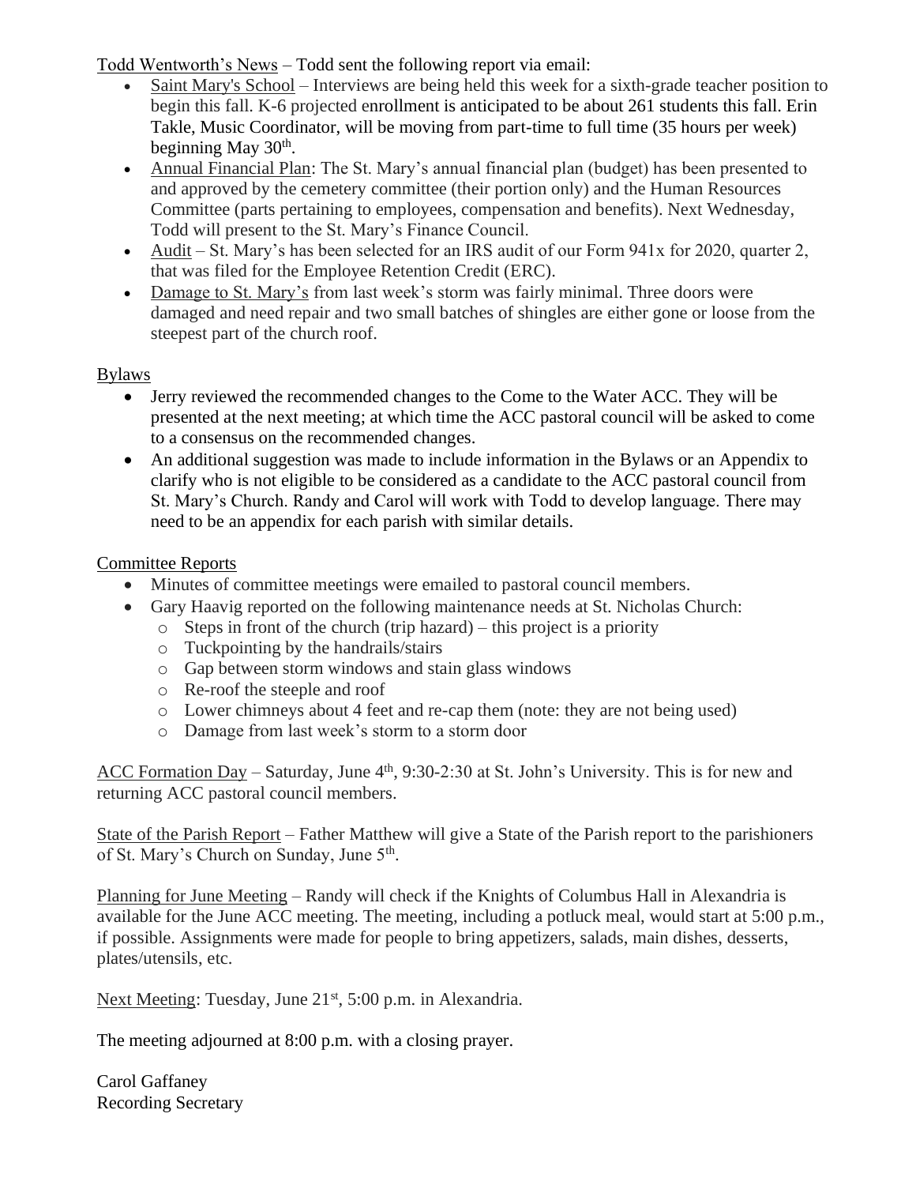Todd Wentworth's News – Todd sent the following report via email:

- Saint Mary's School – Interviews are being held this week for a sixth-grade teacher position to begin this fall. K-6 projected enrollment is anticipated to be about 261 students this fall. Erin Takle, Music Coordinator, will be moving from part-time to full time (35 hours per week) beginning May 30th.
- Annual Financial Plan: The St. Mary's annual financial plan (budget) has been presented to and approved by the cemetery committee (their portion only) and the Human Resources Committee (parts pertaining to employees, compensation and benefits). Next Wednesday, Todd will present to the St. Mary's Finance Council.
- Audit – St. Mary's has been selected for an IRS audit of our Form 941x for 2020, quarter 2, that was filed for the Employee Retention Credit (ERC).
- Damage to St. Mary's from last week's storm was fairly minimal. Three doors were damaged and need repair and two small batches of shingles are either gone or loose from the steepest part of the church roof.

Bylaws

- Jerry reviewed the recommended changes to the Come to the Water ACC. They will be presented at the next meeting; at which time the ACC pastoral council will be asked to come to a consensus on the recommended changes.
- An additional suggestion was made to include information in the Bylaws or an Appendix to clarify who is not eligible to be considered as a candidate to the ACC pastoral council from St. Mary's Church. Randy and Carol will work with Todd to develop language. There may need to be an appendix for each parish with similar details.

Committee Reports

- Minutes of committee meetings were emailed to pastoral council members.
- Gary Haavig reported on the following maintenance needs at St. Nicholas Church:
  - Steps in front of the church (trip hazard) – this project is a priority
  - Tuckpointing by the handrails/stairs
  - Gap between storm windows and stain glass windows
  - Re-roof the steeple and roof
  - Lower chimneys about 4 feet and re-cap them (note: they are not being used)
  - Damage from last week's storm to a storm door

ACC Formation Day – Saturday, June 4th, 9:30-2:30 at St. John's University. This is for new and returning ACC pastoral council members.

State of the Parish Report – Father Matthew will give a State of the Parish report to the parishioners of St. Mary's Church on Sunday, June 5th.

Planning for June Meeting – Randy will check if the Knights of Columbus Hall in Alexandria is available for the June ACC meeting. The meeting, including a potluck meal, would start at 5:00 p.m., if possible. Assignments were made for people to bring appetizers, salads, main dishes, desserts, plates/utensils, etc.

Next Meeting: Tuesday, June 21st, 5:00 p.m. in Alexandria.

The meeting adjourned at 8:00 p.m. with a closing prayer.

Carol Gaffaney
Recording Secretary